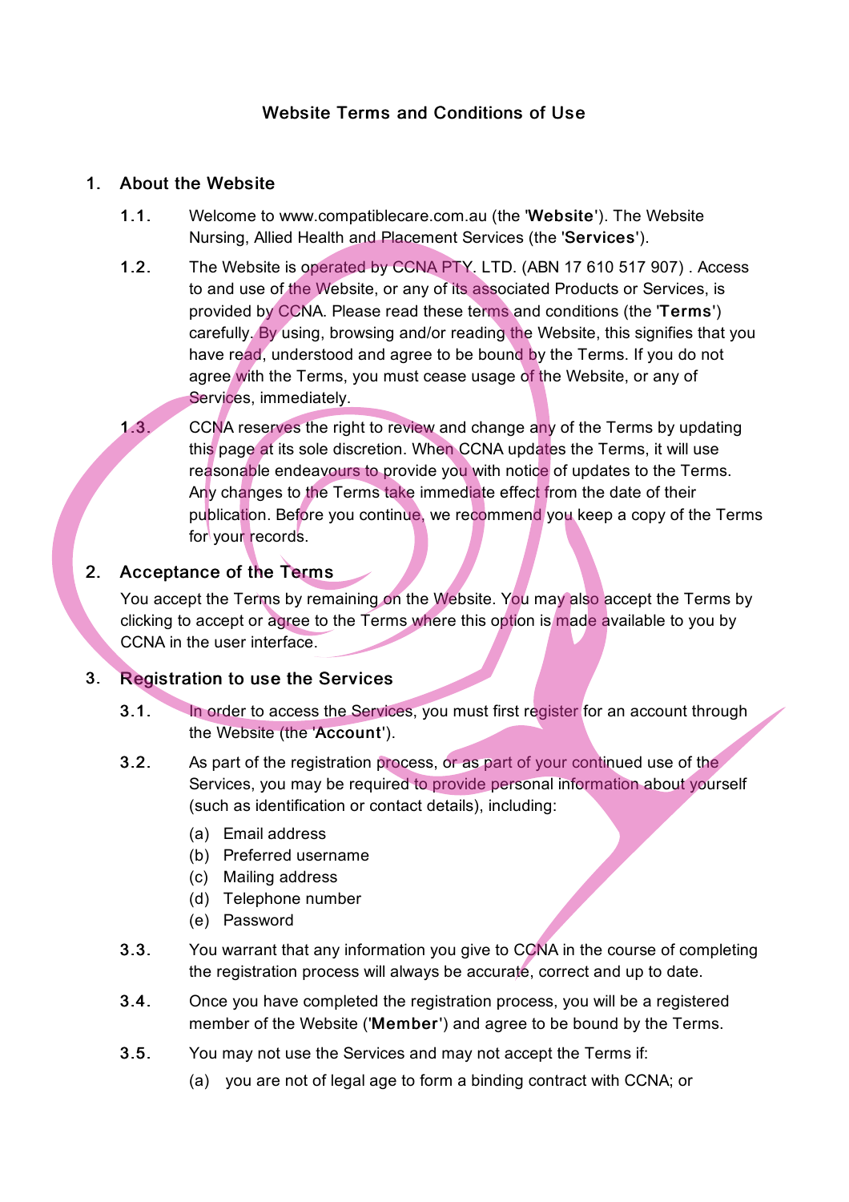# Website Terms and Conditions of Use

## 1. About the Website

1.1. Welcome to www.compatiblecare.com.au (the '**Website**'). The Website Nursing, Allied Health and Placement Services (the '**Services**').

1.2. The Website is operated by CCNA PTY. LTD. (ABN 17 610 517 907) . Access to and use of the Website, or any of its associated Products or Services, is provided by CCNA. Please read these terms and conditions (the '**Terms**') carefully. By using, browsing and/or reading the Website, this signifies that you have read, understood and agree to be bound by the Terms. If you do not agree with the Terms, you must cease usage of the Website, or any of Services, immediately.

1.3. CCNA reserves the right to review and change any of the Terms by updating this page at its sole discretion. When CCNA updates the Terms, it will use reasonable endeavours to provide you with notice of updates to the Terms. Any changes to the Terms take immediate effect from the date of their publication. Before you continue, we recommend you keep a copy of the Terms for your records.

## 2. Acceptance of the Terms

You accept the Terms by remaining on the Website. You may also accept the Terms by clicking to accept or agree to the Terms where this option is made available to you by CCNA in the user interface.

## 3. Registration to use the Services

3.1. In order to access the Services, you must first register for an account through the Website (the '**Account**').

3.2. As part of the registration process, or as part of your continued use of the Services, you may be required to provide personal information about yourself (such as identification or contact details), including:

(a) Email address
(b) Preferred username
(c) Mailing address
(d) Telephone number
(e) Password

3.3. You warrant that any information you give to CCNA in the course of completing the registration process will always be accurate, correct and up to date.

3.4. Once you have completed the registration process, you will be a registered member of the Website ('**Member**') and agree to be bound by the Terms.

3.5. You may not use the Services and may not accept the Terms if:

(a) you are not of legal age to form a binding contract with CCNA; or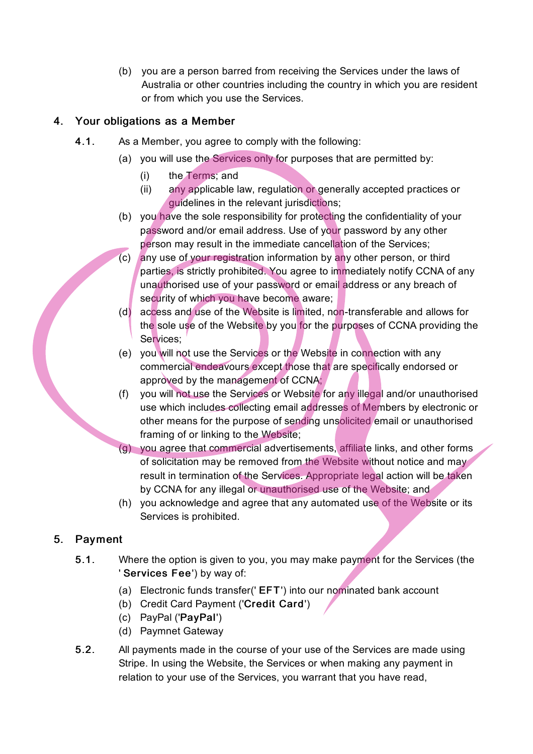(b) you are a person barred from receiving the Services under the laws of Australia or other countries including the country in which you are resident or from which you use the Services.

## 4. Your obligations as a Member

**4.1.** As a Member, you agree to comply with the following:

(a) you will use the Services only for purposes that are permitted by:

(i) the Terms; and

(ii) any applicable law, regulation or generally accepted practices or guidelines in the relevant jurisdictions;

(b) you have the sole responsibility for protecting the confidentiality of your password and/or email address. Use of your password by any other person may result in the immediate cancellation of the Services;

(c) any use of your registration information by any other person, or third parties, is strictly prohibited. You agree to immediately notify CCNA of any unauthorised use of your password or email address or any breach of security of which you have become aware;

(d) access and use of the Website is limited, non-transferable and allows for the sole use of the Website by you for the purposes of CCNA providing the Services;

(e) you will not use the Services or the Website in connection with any commercial endeavours except those that are specifically endorsed or approved by the management of CCNA;

(f) you will not use the Services or Website for any illegal and/or unauthorised use which includes collecting email addresses of Members by electronic or other means for the purpose of sending unsolicited email or unauthorised framing of or linking to the Website;

(g) you agree that commercial advertisements, affiliate links, and other forms of solicitation may be removed from the Website without notice and may result in termination of the Services. Appropriate legal action will be taken by CCNA for any illegal or unauthorised use of the Website; and

(h) you acknowledge and agree that any automated use of the Website or its Services is prohibited.

## 5. Payment

**5.1.** Where the option is given to you, you may make payment for the Services (the '**Services Fee**') by way of:

(a) Electronic funds transfer('**EFT**') into our nominated bank account

(b) Credit Card Payment ('**Credit Card**')

(c) PayPal ('**PayPal**')

(d) Paymnet Gateway

**5.2.** All payments made in the course of your use of the Services are made using Stripe. In using the Website, the Services or when making any payment in relation to your use of the Services, you warrant that you have read,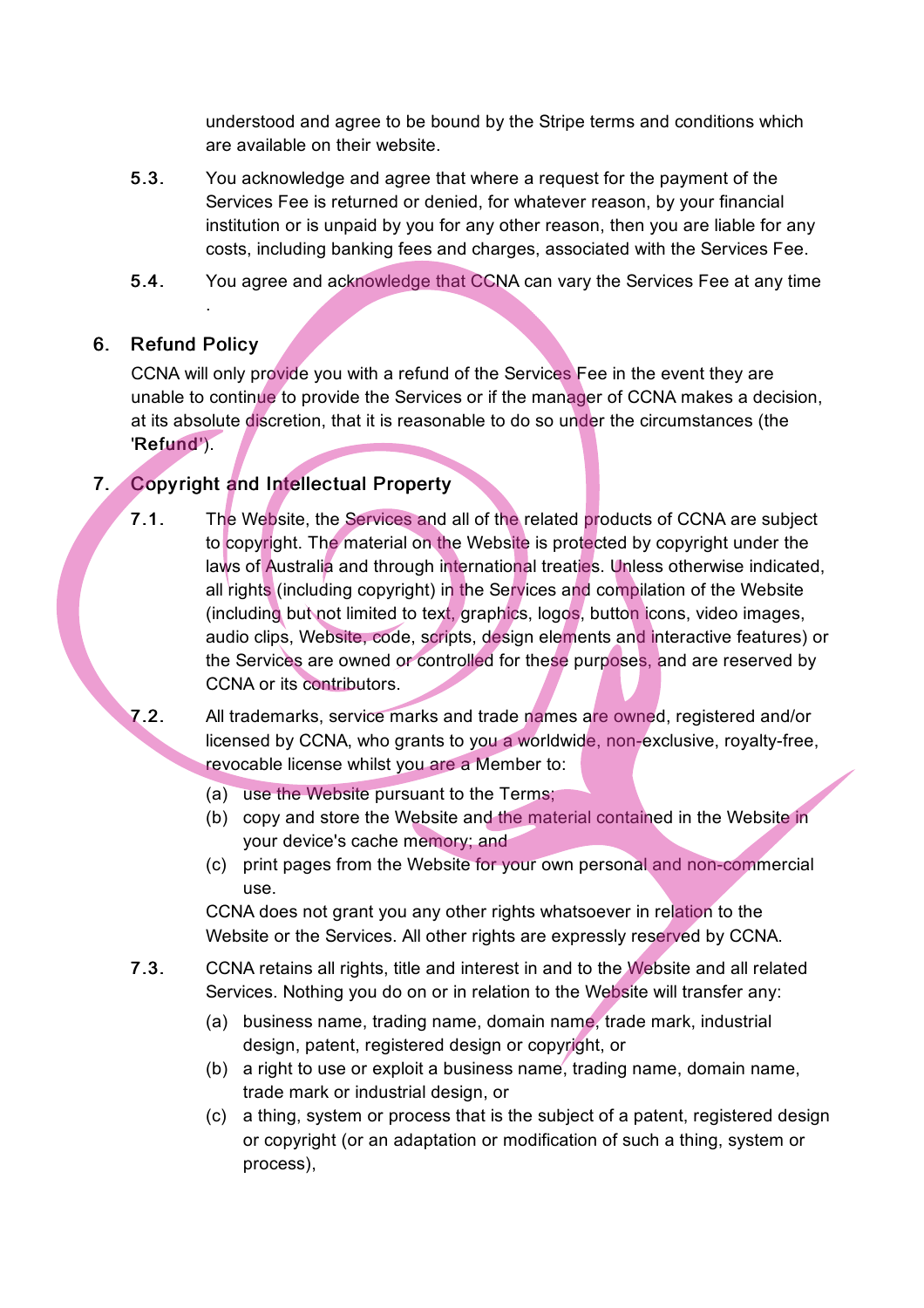understood and agree to be bound by the Stripe terms and conditions which are available on their website.

5.3. You acknowledge and agree that where a request for the payment of the Services Fee is returned or denied, for whatever reason, by your financial institution or is unpaid by you for any other reason, then you are liable for any costs, including banking fees and charges, associated with the Services Fee.

5.4. You agree and acknowledge that CCNA can vary the Services Fee at any time .

## 6. Refund Policy

CCNA will only provide you with a refund of the Services Fee in the event they are unable to continue to provide the Services or if the manager of CCNA makes a decision, at its absolute discretion, that it is reasonable to do so under the circumstances (the '**Refund**').

## 7. Copyright and Intellectual Property

7.1. The Website, the Services and all of the related products of CCNA are subject to copyright. The material on the Website is protected by copyright under the laws of Australia and through international treaties. Unless otherwise indicated, all rights (including copyright) in the Services and compilation of the Website (including but not limited to text, graphics, logos, button icons, video images, audio clips, Website, code, scripts, design elements and interactive features) or the Services are owned or controlled for these purposes, and are reserved by CCNA or its contributors.

7.2. All trademarks, service marks and trade names are owned, registered and/or licensed by CCNA, who grants to you a worldwide, non-exclusive, royalty-free, revocable license whilst you are a Member to:

(a) use the Website pursuant to the Terms;

(b) copy and store the Website and the material contained in the Website in your device's cache memory; and

(c) print pages from the Website for your own personal and non-commercial use.

CCNA does not grant you any other rights whatsoever in relation to the Website or the Services. All other rights are expressly reserved by CCNA.

7.3. CCNA retains all rights, title and interest in and to the Website and all related Services. Nothing you do on or in relation to the Website will transfer any:

(a) business name, trading name, domain name, trade mark, industrial design, patent, registered design or copyright, or

(b) a right to use or exploit a business name, trading name, domain name, trade mark or industrial design, or

(c) a thing, system or process that is the subject of a patent, registered design or copyright (or an adaptation or modification of such a thing, system or process),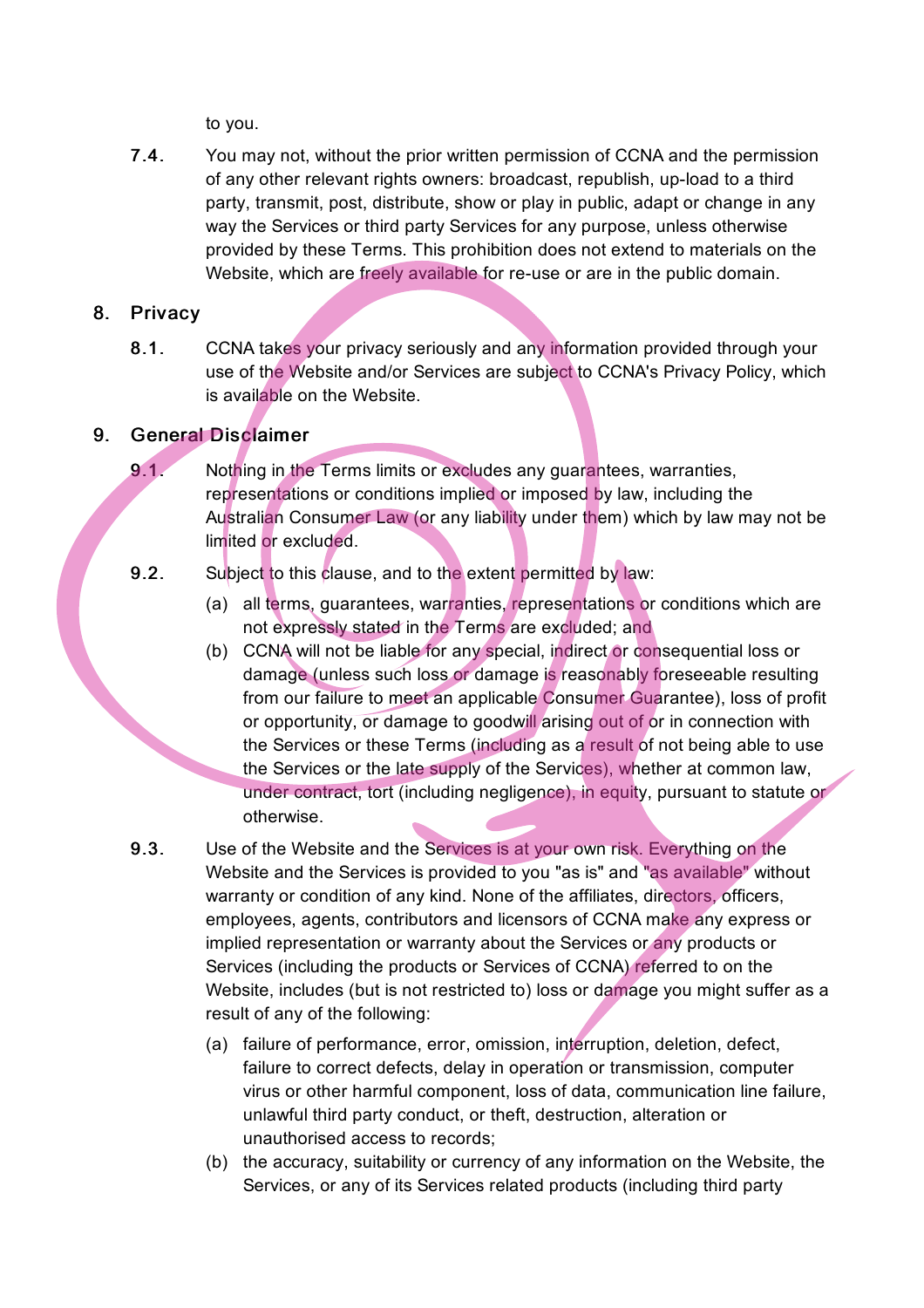to you.

7.4. You may not, without the prior written permission of CCNA and the permission of any other relevant rights owners: broadcast, republish, up-load to a third party, transmit, post, distribute, show or play in public, adapt or change in any way the Services or third party Services for any purpose, unless otherwise provided by these Terms. This prohibition does not extend to materials on the Website, which are freely available for re-use or are in the public domain.

## 8. Privacy

8.1. CCNA takes your privacy seriously and any information provided through your use of the Website and/or Services are subject to CCNA's Privacy Policy, which is available on the Website.

## 9. General Disclaimer

9.1. Nothing in the Terms limits or excludes any guarantees, warranties, representations or conditions implied or imposed by law, including the Australian Consumer Law (or any liability under them) which by law may not be limited or excluded.

9.2. Subject to this clause, and to the extent permitted by law:

(a) all terms, guarantees, warranties, representations or conditions which are not expressly stated in the Terms are excluded; and

(b) CCNA will not be liable for any special, indirect or consequential loss or damage (unless such loss or damage is reasonably foreseeable resulting from our failure to meet an applicable Consumer Guarantee), loss of profit or opportunity, or damage to goodwill arising out of or in connection with the Services or these Terms (including as a result of not being able to use the Services or the late supply of the Services), whether at common law, under contract, tort (including negligence), in equity, pursuant to statute or otherwise.

9.3. Use of the Website and the Services is at your own risk. Everything on the Website and the Services is provided to you "as is" and "as available" without warranty or condition of any kind. None of the affiliates, directors, officers, employees, agents, contributors and licensors of CCNA make any express or implied representation or warranty about the Services or any products or Services (including the products or Services of CCNA) referred to on the Website, includes (but is not restricted to) loss or damage you might suffer as a result of any of the following:

(a) failure of performance, error, omission, interruption, deletion, defect, failure to correct defects, delay in operation or transmission, computer virus or other harmful component, loss of data, communication line failure, unlawful third party conduct, or theft, destruction, alteration or unauthorised access to records;

(b) the accuracy, suitability or currency of any information on the Website, the Services, or any of its Services related products (including third party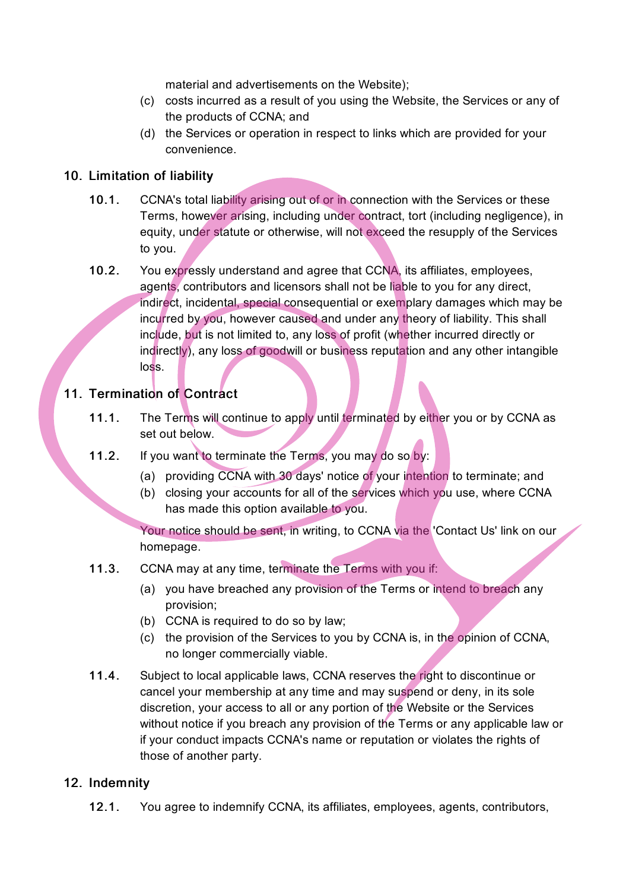material and advertisements on the Website);

(c) costs incurred as a result of you using the Website, the Services or any of the products of CCNA; and

(d) the Services or operation in respect to links which are provided for your convenience.

## 10. Limitation of liability

**10.1.** CCNA's total liability arising out of or in connection with the Services or these Terms, however arising, including under contract, tort (including negligence), in equity, under statute or otherwise, will not exceed the resupply of the Services to you.

**10.2.** You expressly understand and agree that CCNA, its affiliates, employees, agents, contributors and licensors shall not be liable to you for any direct, indirect, incidental, special consequential or exemplary damages which may be incurred by you, however caused and under any theory of liability. This shall include, but is not limited to, any loss of profit (whether incurred directly or indirectly), any loss of goodwill or business reputation and any other intangible loss.

## 11. Termination of Contract

**11.1.** The Terms will continue to apply until terminated by either you or by CCNA as set out below.

**11.2.** If you want to terminate the Terms, you may do so by:

(a) providing CCNA with 30 days' notice of your intention to terminate; and

(b) closing your accounts for all of the services which you use, where CCNA has made this option available to you.

Your notice should be sent, in writing, to CCNA via the 'Contact Us' link on our homepage.

**11.3.** CCNA may at any time, terminate the Terms with you if:

(a) you have breached any provision of the Terms or intend to breach any provision;

(b) CCNA is required to do so by law;

(c) the provision of the Services to you by CCNA is, in the opinion of CCNA, no longer commercially viable.

**11.4.** Subject to local applicable laws, CCNA reserves the right to discontinue or cancel your membership at any time and may suspend or deny, in its sole discretion, your access to all or any portion of the Website or the Services without notice if you breach any provision of the Terms or any applicable law or if your conduct impacts CCNA's name or reputation or violates the rights of those of another party.

## 12. Indemnity

**12.1.** You agree to indemnify CCNA, its affiliates, employees, agents, contributors,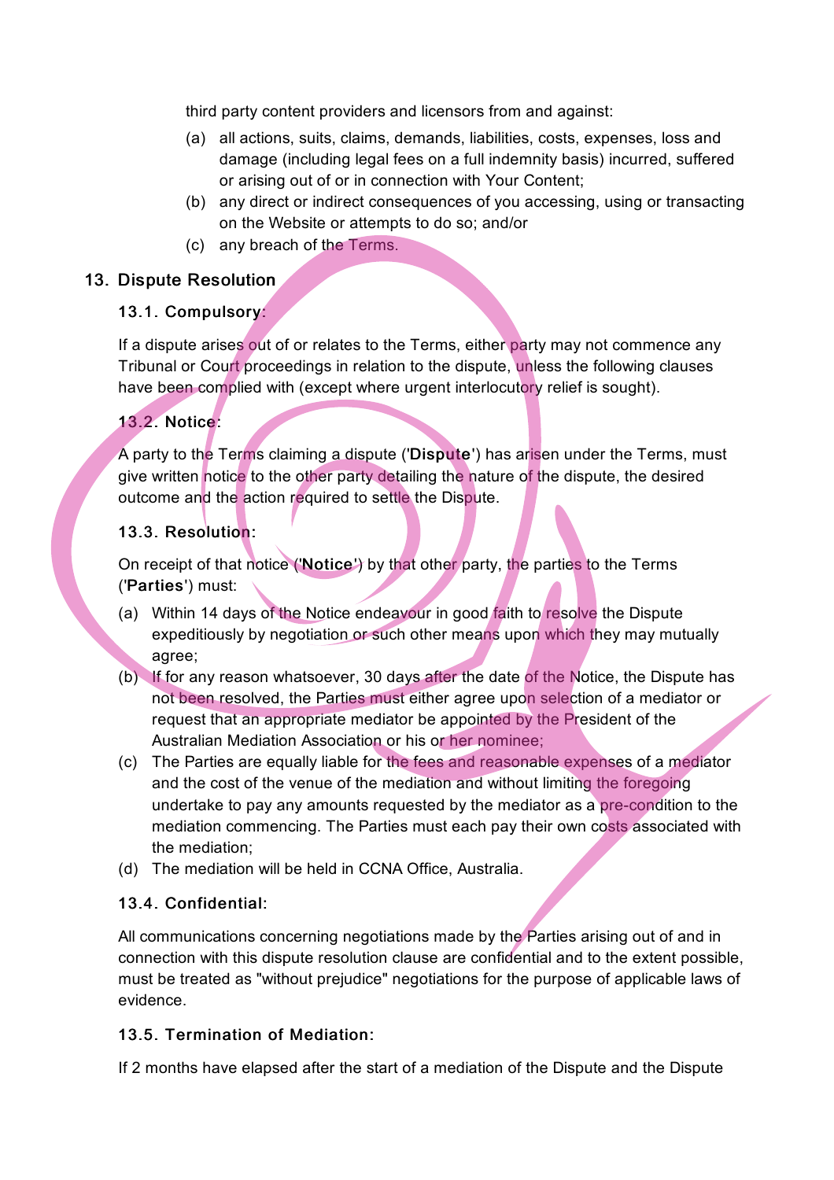third party content providers and licensors from and against:

(a) all actions, suits, claims, demands, liabilities, costs, expenses, loss and damage (including legal fees on a full indemnity basis) incurred, suffered or arising out of or in connection with Your Content;

(b) any direct or indirect consequences of you accessing, using or transacting on the Website or attempts to do so; and/or

(c) any breach of the Terms.

## 13. Dispute Resolution

### 13.1. Compulsory:

If a dispute arises out of or relates to the Terms, either party may not commence any Tribunal or Court proceedings in relation to the dispute, unless the following clauses have been complied with (except where urgent interlocutory relief is sought).

### 13.2. Notice:

A party to the Terms claiming a dispute ('**Dispute**') has arisen under the Terms, must give written notice to the other party detailing the nature of the dispute, the desired outcome and the action required to settle the Dispute.

### 13.3. Resolution:

On receipt of that notice ('**Notice**') by that other party, the parties to the Terms ('**Parties**') must:

(a) Within 14 days of the Notice endeavour in good faith to resolve the Dispute expeditiously by negotiation or such other means upon which they may mutually agree;

(b) If for any reason whatsoever, 30 days after the date of the Notice, the Dispute has not been resolved, the Parties must either agree upon selection of a mediator or request that an appropriate mediator be appointed by the President of the Australian Mediation Association or his or her nominee;

(c) The Parties are equally liable for the fees and reasonable expenses of a mediator and the cost of the venue of the mediation and without limiting the foregoing undertake to pay any amounts requested by the mediator as a pre-condition to the mediation commencing. The Parties must each pay their own costs associated with the mediation;

(d) The mediation will be held in CCNA Office, Australia.

### 13.4. Confidential:

All communications concerning negotiations made by the Parties arising out of and in connection with this dispute resolution clause are confidential and to the extent possible, must be treated as "without prejudice" negotiations for the purpose of applicable laws of evidence.

### 13.5. Termination of Mediation:

If 2 months have elapsed after the start of a mediation of the Dispute and the Dispute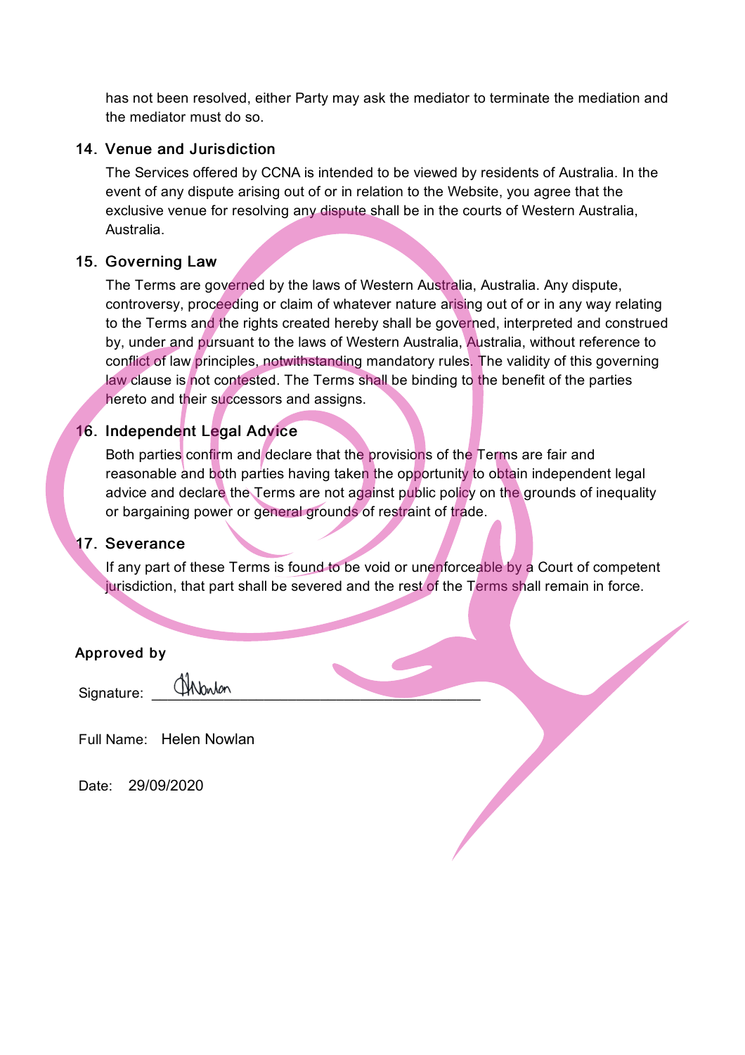has not been resolved, either Party may ask the mediator to terminate the mediation and the mediator must do so.

## 14. Venue and Jurisdiction

The Services offered by CCNA is intended to be viewed by residents of Australia. In the event of any dispute arising out of or in relation to the Website, you agree that the exclusive venue for resolving any dispute shall be in the courts of Western Australia, Australia.

## 15. Governing Law

The Terms are governed by the laws of Western Australia, Australia. Any dispute, controversy, proceeding or claim of whatever nature arising out of or in any way relating to the Terms and the rights created hereby shall be governed, interpreted and construed by, under and pursuant to the laws of Western Australia, Australia, without reference to conflict of law principles, notwithstanding mandatory rules. The validity of this governing law clause is not contested. The Terms shall be binding to the benefit of the parties hereto and their successors and assigns.

## 16. Independent Legal Advice

Both parties confirm and declare that the provisions of the Terms are fair and reasonable and both parties having taken the opportunity to obtain independent legal advice and declare the Terms are not against public policy on the grounds of inequality or bargaining power or general grounds of restraint of trade.

## 17. Severance

If any part of these Terms is found to be void or unenforceable by a Court of competent jurisdiction, that part shall be severed and the rest of the Terms shall remain in force.

**Approved by**

Signature: HNowlan ________________________________________

Full Name: Helen Nowlan

Date: 29/09/2020